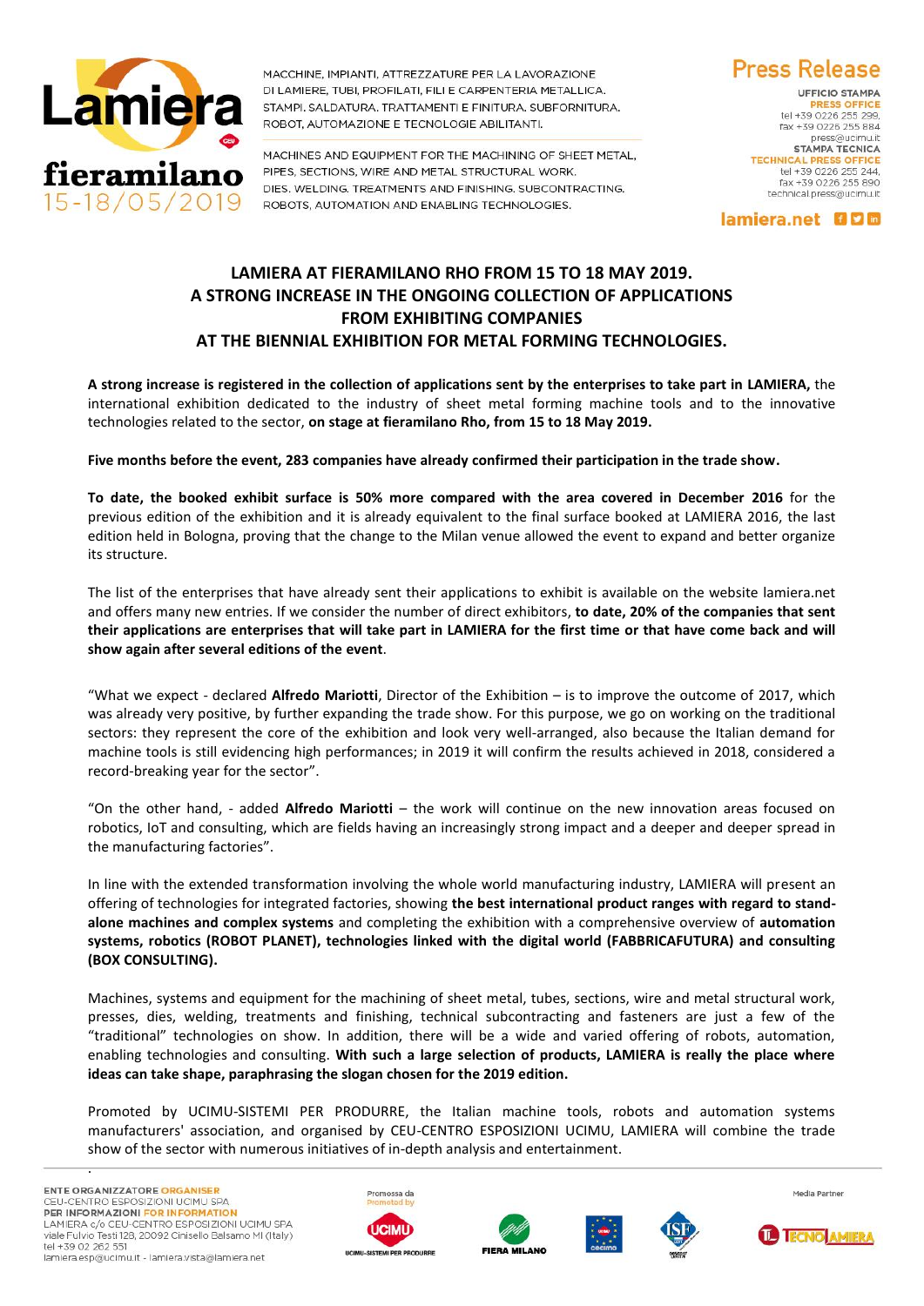MACCHINE, IMPIANTI, ATTREZZATURE PER LA LAVORAZIONE DI LAMIERE, TUBI, PROFILATI, FILI E CARPENTERIA METALLICA. STAMPI. SALDATURA. TRATTAMENTI E FINITURA. SUBFORNITURA. ROBOT, AUTOMAZIONE E TECNOLOGIE ABILITANTI.

MACHINES AND EQUIPMENT FOR THE MACHINING OF SHEET METAL, PIPES, SECTIONS, WIRE AND METAL STRUCTURAL WORK. DIES. WELDING. TREATMENTS AND FINISHING. SUBCONTRACTING. ROBOTS, AUTOMATION AND ENABLING TECHNOLOGIES.

Lamiera fieramilano 15-18/05/2019

**Press Release**

UFFICIO STAMPA
PRESS OFFICE
tel +39 0226 255 299,
fax +39 0226 255 884
press@ucimu.it
STAMPA TECNICA
TECHNICAL PRESS OFFICE
tel +39 0226 255 244,
fax +39 0226 255 890
technical.press@ucimu.it

lamiera.net

# LAMIERA AT FIERAMILANO RHO FROM 15 TO 18 MAY 2019. A STRONG INCREASE IN THE ONGOING COLLECTION OF APPLICATIONS FROM EXHIBITING COMPANIES AT THE BIENNIAL EXHIBITION FOR METAL FORMING TECHNOLOGIES.

**A strong increase is registered in the collection of applications sent by the enterprises to take part in LAMIERA,** the international exhibition dedicated to the industry of sheet metal forming machine tools and to the innovative technologies related to the sector, **on stage at fieramilano Rho, from 15 to 18 May 2019.**

**Five months before the event, 283 companies have already confirmed their participation in the trade show.**

**To date, the booked exhibit surface is 50% more compared with the area covered in December 2016** for the previous edition of the exhibition and it is already equivalent to the final surface booked at LAMIERA 2016, the last edition held in Bologna, proving that the change to the Milan venue allowed the event to expand and better organize its structure.

The list of the enterprises that have already sent their applications to exhibit is available on the website lamiera.net and offers many new entries. If we consider the number of direct exhibitors, **to date, 20% of the companies that sent their applications are enterprises that will take part in LAMIERA for the first time or that have come back and will show again after several editions of the event**.

"What we expect - declared **Alfredo Mariotti**, Director of the Exhibition – is to improve the outcome of 2017, which was already very positive, by further expanding the trade show. For this purpose, we go on working on the traditional sectors: they represent the core of the exhibition and look very well-arranged, also because the Italian demand for machine tools is still evidencing high performances; in 2019 it will confirm the results achieved in 2018, considered a record-breaking year for the sector".

"On the other hand, - added **Alfredo Mariotti** – the work will continue on the new innovation areas focused on robotics, IoT and consulting, which are fields having an increasingly strong impact and a deeper and deeper spread in the manufacturing factories".

In line with the extended transformation involving the whole world manufacturing industry, LAMIERA will present an offering of technologies for integrated factories, showing **the best international product ranges with regard to stand-alone machines and complex systems** and completing the exhibition with a comprehensive overview of **automation systems, robotics (ROBOT PLANET), technologies linked with the digital world (FABBRICAFUTURA) and consulting (BOX CONSULTING).**

Machines, systems and equipment for the machining of sheet metal, tubes, sections, wire and metal structural work, presses, dies, welding, treatments and finishing, technical subcontracting and fasteners are just a few of the "traditional" technologies on show. In addition, there will be a wide and varied offering of robots, automation, enabling technologies and consulting. **With such a large selection of products, LAMIERA is really the place where ideas can take shape, paraphrasing the slogan chosen for the 2019 edition.**

Promoted by UCIMU-SISTEMI PER PRODURRE, the Italian machine tools, robots and automation systems manufacturers' association, and organised by CEU-CENTRO ESPOSIZIONI UCIMU, LAMIERA will combine the trade show of the sector with numerous initiatives of in-depth analysis and entertainment.

ENTE ORGANIZZATORE ORGANISER
CEU-CENTRO ESPOSIZIONI UCIMU SPA
PER INFORMAZIONI FOR INFORMATION
LAMIERA c/o CEU-CENTRO ESPOSIZIONI UCIMU SPA
viale Fulvio Testi 128, 20092 Cinisello Balsamo MI (Italy)
tel +39 02 262 551
lamiera.esp@ucimu.it - lamiera.vista@lamiera.net

Promossa da / Promoted by: UCIMU-SISTEMI PER PRODURRE, FIERA MILANO

Media Partner: TECNOLAMIERA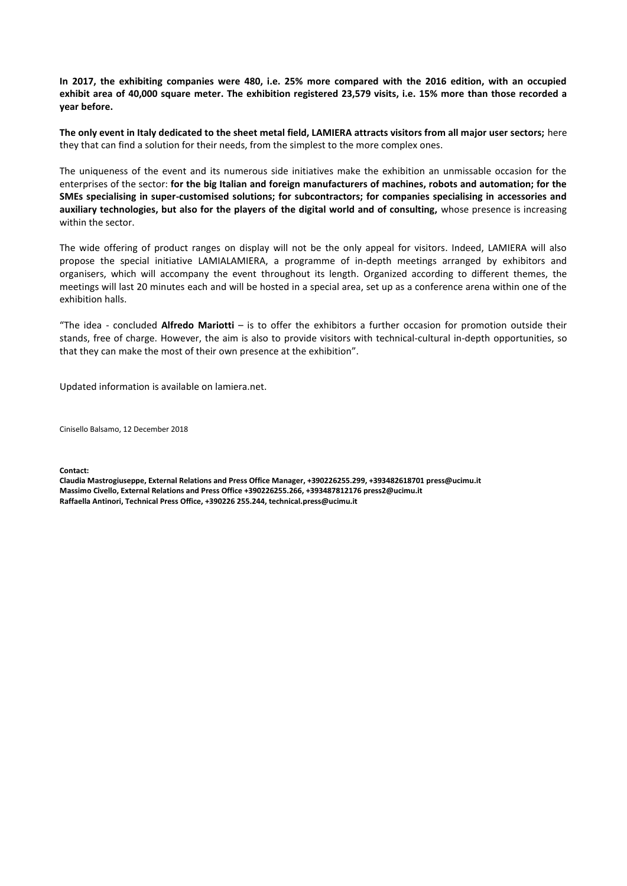**In 2017, the exhibiting companies were 480, i.e. 25% more compared with the 2016 edition, with an occupied exhibit area of 40,000 square meter. The exhibition registered 23,579 visits, i.e. 15% more than those recorded a year before.**

**The only event in Italy dedicated to the sheet metal field, LAMIERA attracts visitors from all major user sectors;** here they that can find a solution for their needs, from the simplest to the more complex ones.

The uniqueness of the event and its numerous side initiatives make the exhibition an unmissable occasion for the enterprises of the sector: **for the big Italian and foreign manufacturers of machines, robots and automation; for the SMEs specialising in super-customised solutions; for subcontractors; for companies specialising in accessories and auxiliary technologies, but also for the players of the digital world and of consulting,** whose presence is increasing within the sector.

The wide offering of product ranges on display will not be the only appeal for visitors. Indeed, LAMIERA will also propose the special initiative LAMIALAMIERA, a programme of in-depth meetings arranged by exhibitors and organisers, which will accompany the event throughout its length. Organized according to different themes, the meetings will last 20 minutes each and will be hosted in a special area, set up as a conference arena within one of the exhibition halls.

"The idea - concluded **Alfredo Mariotti** – is to offer the exhibitors a further occasion for promotion outside their stands, free of charge. However, the aim is also to provide visitors with technical-cultural in-depth opportunities, so that they can make the most of their own presence at the exhibition".

Updated information is available on lamiera.net.

Cinisello Balsamo, 12 December 2018

**Contact:**
**Claudia Mastrogiuseppe, External Relations and Press Office Manager, +390226255.299, +393482618701 press@ucimu.it**
**Massimo Civello, External Relations and Press Office +390226255.266, +393487812176 press2@ucimu.it**
**Raffaella Antinori, Technical Press Office, +390226 255.244, technical.press@ucimu.it**